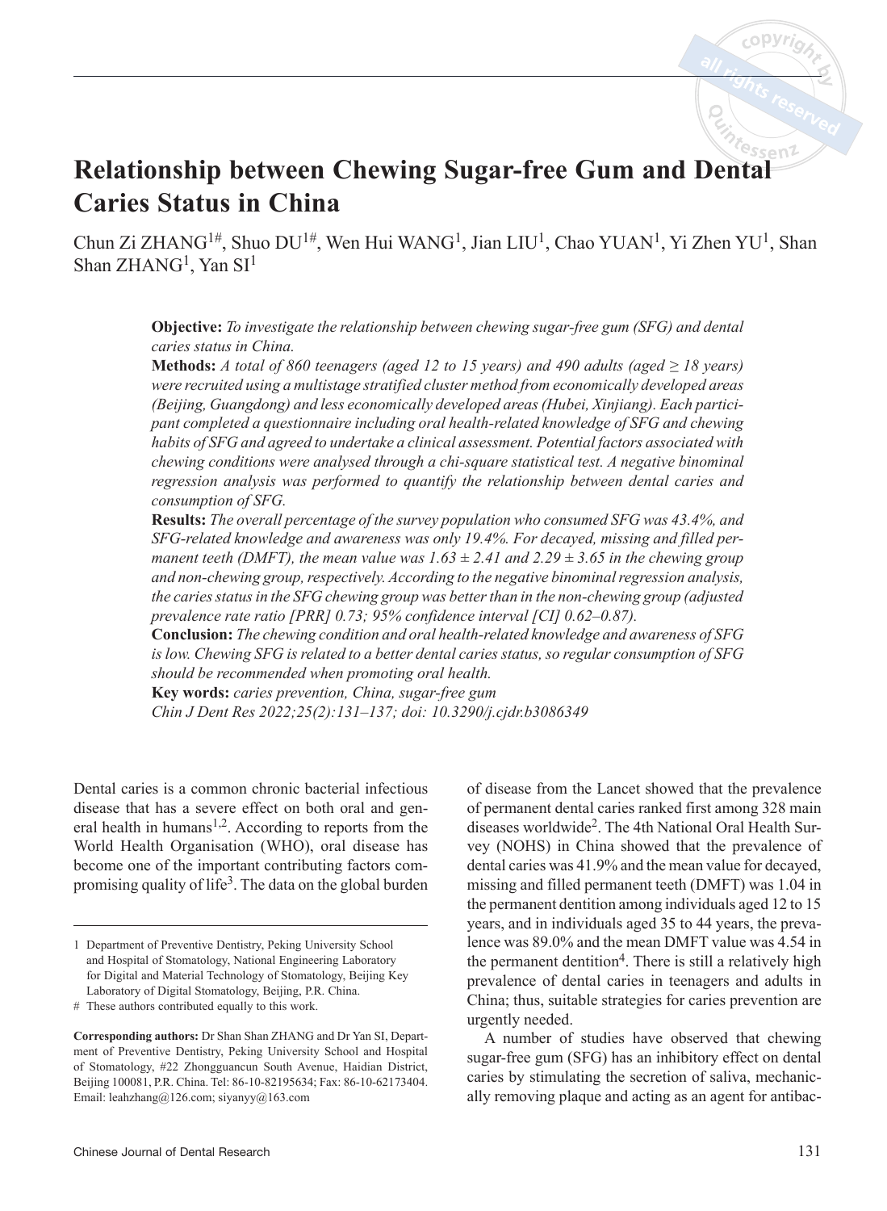# Relationship between Chewing Sugar-free Gum and Dental Caries Status in China

Chun Zi ZHANG[1#], Shuo DU[1#], Wen Hui WANG[1], Jian LIU[1], Chao YUAN[1], Yi Zhen YU[1], Shan Shan ZHANG[1], Yan SI[1]

**Objective:** *To investigate the relationship between chewing sugar-free gum (SFG) and dental caries status in China.*

**Methods:** *A total of 860 teenagers (aged 12 to 15 years) and 490 adults (aged ≥ 18 years) were recruited using a multistage stratified cluster method from economically developed areas (Beijing, Guangdong) and less economically developed areas (Hubei, Xinjiang). Each participant completed a questionnaire including oral health-related knowledge of SFG and chewing habits of SFG and agreed to undertake a clinical assessment. Potential factors associated with chewing conditions were analysed through a chi-square statistical test. A negative binominal regression analysis was performed to quantify the relationship between dental caries and consumption of SFG.*

**Results:** *The overall percentage of the survey population who consumed SFG was 43.4%, and SFG-related knowledge and awareness was only 19.4%. For decayed, missing and filled permanent teeth (DMFT), the mean value was 1.63 ± 2.41 and 2.29 ± 3.65 in the chewing group and non-chewing group, respectively. According to the negative binominal regression analysis, the caries status in the SFG chewing group was better than in the non-chewing group (adjusted prevalence rate ratio [PRR] 0.73; 95% confidence interval [CI] 0.62–0.87).*

**Conclusion:** *The chewing condition and oral health-related knowledge and awareness of SFG is low. Chewing SFG is related to a better dental caries status, so regular consumption of SFG should be recommended when promoting oral health.*

**Key words:** *caries prevention, China, sugar-free gum*

*Chin J Dent Res 2022;25(2):131–137; doi: 10.3290/j.cjdr.b3086349*

Dental caries is a common chronic bacterial infectious disease that has a severe effect on both oral and general health in humans[1,2]. According to reports from the World Health Organisation (WHO), oral disease has become one of the important contributing factors compromising quality of life[3]. The data on the global burden of disease from the Lancet showed that the prevalence of permanent dental caries ranked first among 328 main diseases worldwide[2]. The 4th National Oral Health Survey (NOHS) in China showed that the prevalence of dental caries was 41.9% and the mean value for decayed, missing and filled permanent teeth (DMFT) was 1.04 in the permanent dentition among individuals aged 12 to 15 years, and in individuals aged 35 to 44 years, the prevalence was 89.0% and the mean DMFT value was 4.54 in the permanent dentition[4]. There is still a relatively high prevalence of dental caries in teenagers and adults in China; thus, suitable strategies for caries prevention are urgently needed.

A number of studies have observed that chewing sugar-free gum (SFG) has an inhibitory effect on dental caries by stimulating the secretion of saliva, mechanically removing plaque and acting as an agent for antibac-

1 Department of Preventive Dentistry, Peking University School and Hospital of Stomatology, National Engineering Laboratory for Digital and Material Technology of Stomatology, Beijing Key Laboratory of Digital Stomatology, Beijing, P.R. China.

# These authors contributed equally to this work.

**Corresponding authors:** Dr Shan Shan ZHANG and Dr Yan SI, Department of Preventive Dentistry, Peking University School and Hospital of Stomatology, #22 Zhongguancun South Avenue, Haidian District, Beijing 100081, P.R. China. Tel: 86-10-82195634; Fax: 86-10-62173404. Email: leahzhang@126.com; siyanyy@163.com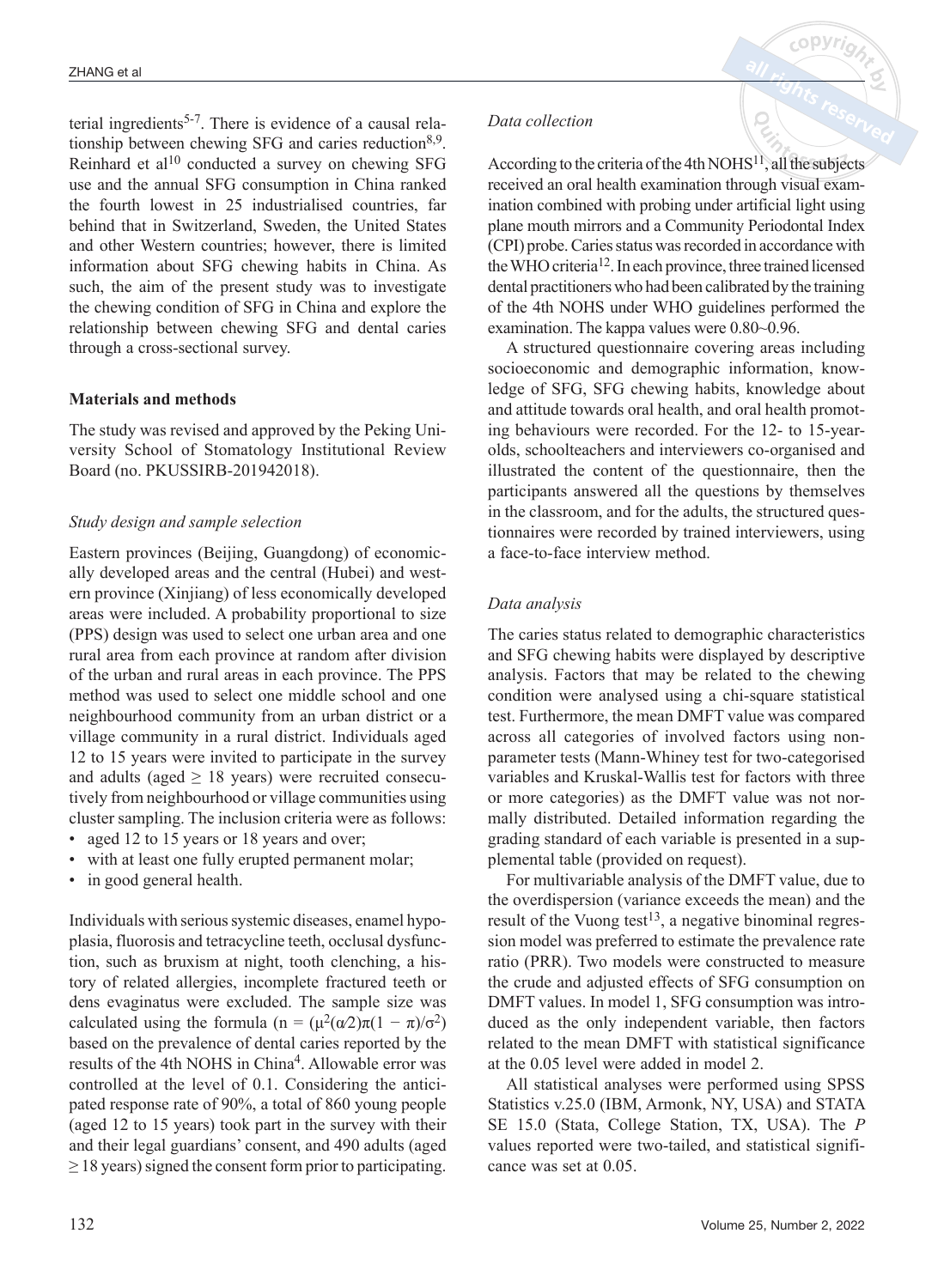terial ingredients[5-7]. There is evidence of a causal relationship between chewing SFG and caries reduction[8,9]. Reinhard et al[10] conducted a survey on chewing SFG use and the annual SFG consumption in China ranked the fourth lowest in 25 industrialised countries, far behind that in Switzerland, Sweden, the United States and other Western countries; however, there is limited information about SFG chewing habits in China. As such, the aim of the present study was to investigate the chewing condition of SFG in China and explore the relationship between chewing SFG and dental caries through a cross-sectional survey.

## Materials and methods

The study was revised and approved by the Peking University School of Stomatology Institutional Review Board (no. PKUSSIRB-201942018).

### *Study design and sample selection*

Eastern provinces (Beijing, Guangdong) of economically developed areas and the central (Hubei) and western province (Xinjiang) of less economically developed areas were included. A probability proportional to size (PPS) design was used to select one urban area and one rural area from each province at random after division of the urban and rural areas in each province. The PPS method was used to select one middle school and one neighbourhood community from an urban district or a village community in a rural district. Individuals aged 12 to 15 years were invited to participate in the survey and adults (aged ≥ 18 years) were recruited consecutively from neighbourhood or village communities using cluster sampling. The inclusion criteria were as follows:

- aged 12 to 15 years or 18 years and over;
- with at least one fully erupted permanent molar;
- in good general health.

Individuals with serious systemic diseases, enamel hypoplasia, fluorosis and tetracycline teeth, occlusal dysfunction, such as bruxism at night, tooth clenching, a history of related allergies, incomplete fractured teeth or dens evaginatus were excluded. The sample size was calculated using the formula ($n = (\mu^2(\alpha/2)\pi(1 - \pi)/\sigma^2)$ based on the prevalence of dental caries reported by the results of the 4th NOHS in China[4]. Allowable error was controlled at the level of 0.1. Considering the anticipated response rate of 90%, a total of 860 young people (aged 12 to 15 years) took part in the survey with their and their legal guardians' consent, and 490 adults (aged ≥ 18 years) signed the consent form prior to participating.

### *Data collection*

According to the criteria of the 4th NOHS[11], all the subjects received an oral health examination through visual examination combined with probing under artificial light using plane mouth mirrors and a Community Periodontal Index (CPI) probe. Caries status was recorded in accordance with the WHO criteria[12]. In each province, three trained licensed dental practitioners who had been calibrated by the training of the 4th NOHS under WHO guidelines performed the examination. The kappa values were 0.80~0.96.

A structured questionnaire covering areas including socioeconomic and demographic information, knowledge of SFG, SFG chewing habits, knowledge about and attitude towards oral health, and oral health promoting behaviours were recorded. For the 12- to 15-year-olds, schoolteachers and interviewers co-organised and illustrated the content of the questionnaire, then the participants answered all the questions by themselves in the classroom, and for the adults, the structured questionnaires were recorded by trained interviewers, using a face-to-face interview method.

### *Data analysis*

The caries status related to demographic characteristics and SFG chewing habits were displayed by descriptive analysis. Factors that may be related to the chewing condition were analysed using a chi-square statistical test. Furthermore, the mean DMFT value was compared across all categories of involved factors using non-parameter tests (Mann-Whiney test for two-categorised variables and Kruskal-Wallis test for factors with three or more categories) as the DMFT value was not normally distributed. Detailed information regarding the grading standard of each variable is presented in a supplemental table (provided on request).

For multivariable analysis of the DMFT value, due to the overdispersion (variance exceeds the mean) and the result of the Vuong test[13], a negative binominal regression model was preferred to estimate the prevalence rate ratio (PRR). Two models were constructed to measure the crude and adjusted effects of SFG consumption on DMFT values. In model 1, SFG consumption was introduced as the only independent variable, then factors related to the mean DMFT with statistical significance at the 0.05 level were added in model 2.

All statistical analyses were performed using SPSS Statistics v.25.0 (IBM, Armonk, NY, USA) and STATA SE 15.0 (Stata, College Station, TX, USA). The *P* values reported were two-tailed, and statistical significance was set at 0.05.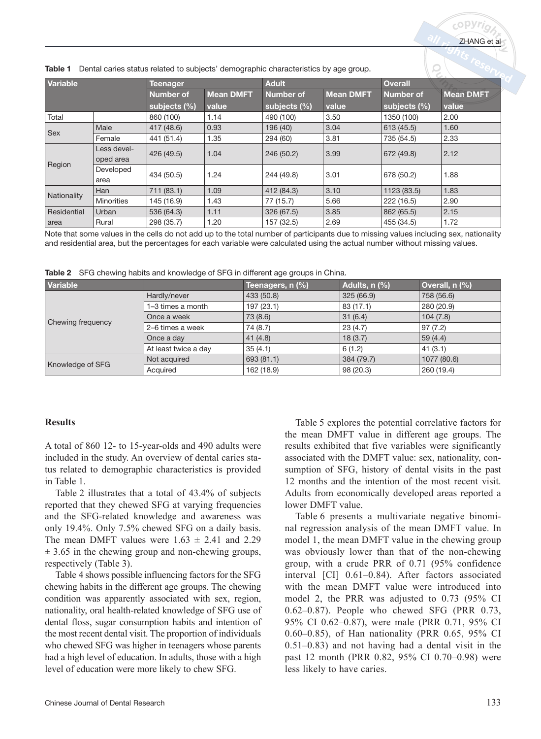**Table 1** Dental caries status related to subjects' demographic characteristics by age group.

| Variable | | Teenager | | Adult | | Overall | |
|---|---|---|---|---|---|---|---|
| | | Number of subjects (%) | Mean DMFT value | Number of subjects (%) | Mean DMFT value | Number of subjects (%) | Mean DMFT value |
| Total | | 860 (100) | 1.14 | 490 (100) | 3.50 | 1350 (100) | 2.00 |
| Sex | Male | 417 (48.6) | 0.93 | 196 (40) | 3.04 | 613 (45.5) | 1.60 |
| | Female | 441 (51.4) | 1.35 | 294 (60) | 3.81 | 735 (54.5) | 2.33 |
| Region | Less developed area | 426 (49.5) | 1.04 | 246 (50.2) | 3.99 | 672 (49.8) | 2.12 |
| | Developed area | 434 (50.5) | 1.24 | 244 (49.8) | 3.01 | 678 (50.2) | 1.88 |
| Nationality | Han | 711 (83.1) | 1.09 | 412 (84.3) | 3.10 | 1123 (83.5) | 1.83 |
| | Minorities | 145 (16.9) | 1.43 | 77 (15.7) | 5.66 | 222 (16.5) | 2.90 |
| Residential area | Urban | 536 (64.3) | 1.11 | 326 (67.5) | 3.85 | 862 (65.5) | 2.15 |
| | Rural | 298 (35.7) | 1.20 | 157 (32.5) | 2.69 | 455 (34.5) | 1.72 |

Note that some values in the cells do not add up to the total number of participants due to missing values including sex, nationality and residential area, but the percentages for each variable were calculated using the actual number without missing values.

**Table 2** SFG chewing habits and knowledge of SFG in different age groups in China.

| Variable | | Teenagers, n (%) | Adults, n (%) | Overall, n (%) |
|---|---|---|---|---|
| Chewing frequency | Hardly/never | 433 (50.8) | 325 (66.9) | 758 (56.6) |
| | 1–3 times a month | 197 (23.1) | 83 (17.1) | 280 (20.9) |
| | Once a week | 73 (8.6) | 31 (6.4) | 104 (7.8) |
| | 2–6 times a week | 74 (8.7) | 23 (4.7) | 97 (7.2) |
| | Once a day | 41 (4.8) | 18 (3.7) | 59 (4.4) |
| | At least twice a day | 35 (4.1) | 6 (1.2) | 41 (3.1) |
| Knowledge of SFG | Not acquired | 693 (81.1) | 384 (79.7) | 1077 (80.6) |
| | Acquired | 162 (18.9) | 98 (20.3) | 260 (19.4) |

## Results

A total of 860 12- to 15-year-olds and 490 adults were included in the study. An overview of dental caries status related to demographic characteristics is provided in Table 1.

Table 2 illustrates that a total of 43.4% of subjects reported that they chewed SFG at varying frequencies and the SFG-related knowledge and awareness was only 19.4%. Only 7.5% chewed SFG on a daily basis. The mean DMFT values were $1.63 \pm 2.41$ and $2.29 \pm 3.65$ in the chewing group and non-chewing groups, respectively (Table 3).

Table 4 shows possible influencing factors for the SFG chewing habits in the different age groups. The chewing condition was apparently associated with sex, region, nationality, oral health-related knowledge of SFG use of dental floss, sugar consumption habits and intention of the most recent dental visit. The proportion of individuals who chewed SFG was higher in teenagers whose parents had a high level of education. In adults, those with a high level of education were more likely to chew SFG.

Table 5 explores the potential correlative factors for the mean DMFT value in different age groups. The results exhibited that five variables were significantly associated with the DMFT value: sex, nationality, consumption of SFG, history of dental visits in the past 12 months and the intention of the most recent visit. Adults from economically developed areas reported a lower DMFT value.

Table 6 presents a multivariate negative binominal regression analysis of the mean DMFT value. In model 1, the mean DMFT value in the chewing group was obviously lower than that of the non-chewing group, with a crude PRR of 0.71 (95% confidence interval [CI] 0.61–0.84). After factors associated with the mean DMFT value were introduced into model 2, the PRR was adjusted to 0.73 (95% CI 0.62–0.87). People who chewed SFG (PRR 0.73, 95% CI 0.62–0.87), were male (PRR 0.71, 95% CI 0.60–0.85), of Han nationality (PRR 0.65, 95% CI 0.51–0.83) and not having had a dental visit in the past 12 month (PRR 0.82, 95% CI 0.70–0.98) were less likely to have caries.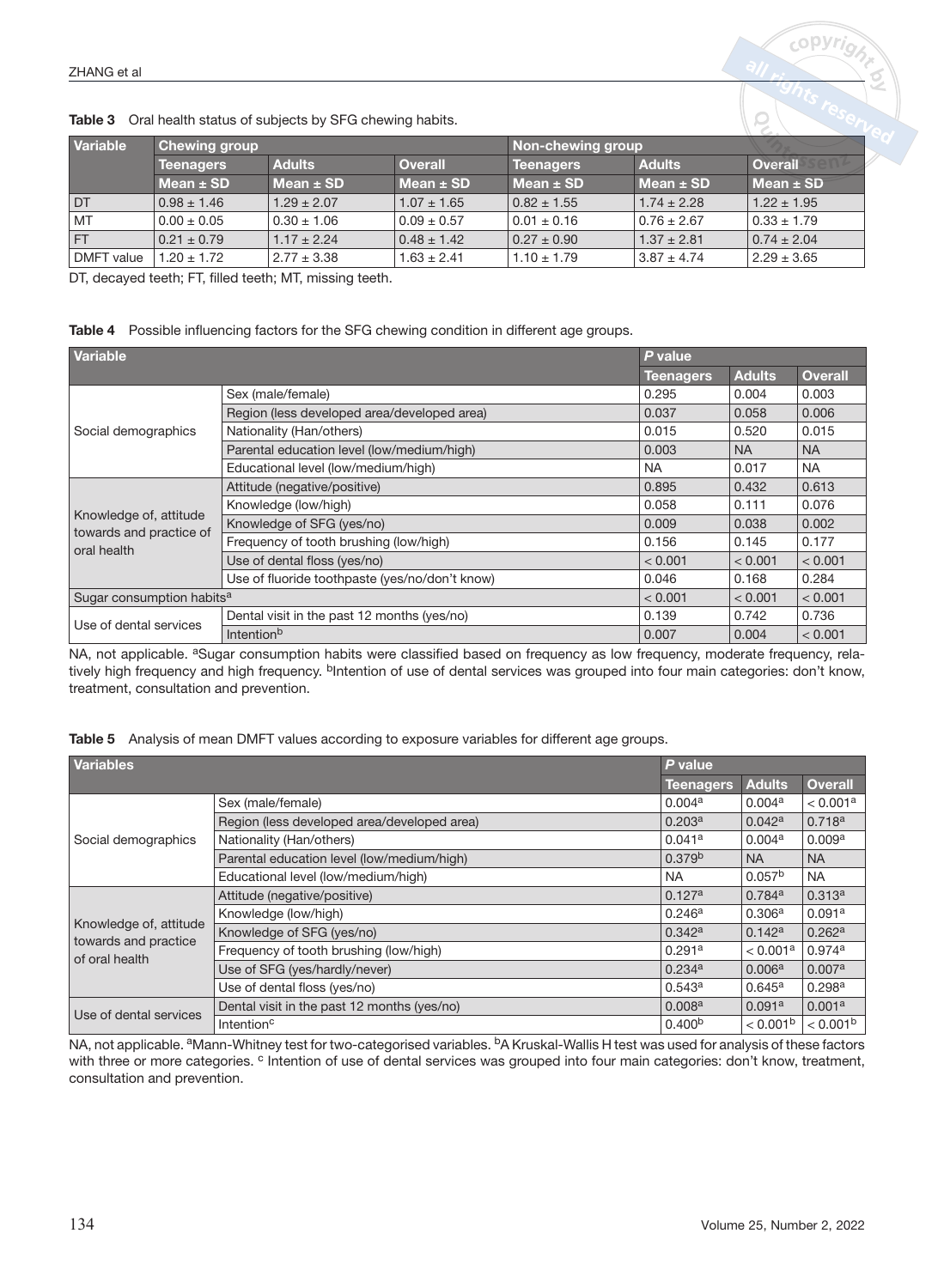**Table 3** Oral health status of subjects by SFG chewing habits.

| Variable | Chewing group | | | Non-chewing group | | |
|---|---|---|---|---|---|---|
| | Teenagers | Adults | Overall | Teenagers | Adults | Overall |
| | Mean ± SD | Mean ± SD | Mean ± SD | Mean ± SD | Mean ± SD | Mean ± SD |
| DT | 0.98 ± 1.46 | 1.29 ± 2.07 | 1.07 ± 1.65 | 0.82 ± 1.55 | 1.74 ± 2.28 | 1.22 ± 1.95 |
| MT | 0.00 ± 0.05 | 0.30 ± 1.06 | 0.09 ± 0.57 | 0.01 ± 0.16 | 0.76 ± 2.67 | 0.33 ± 1.79 |
| FT | 0.21 ± 0.79 | 1.17 ± 2.24 | 0.48 ± 1.42 | 0.27 ± 0.90 | 1.37 ± 2.81 | 0.74 ± 2.04 |
| DMFT value | 1.20 ± 1.72 | 2.77 ± 3.38 | 1.63 ± 2.41 | 1.10 ± 1.79 | 3.87 ± 4.74 | 2.29 ± 3.65 |

DT, decayed teeth; FT, filled teeth; MT, missing teeth.

**Table 4** Possible influencing factors for the SFG chewing condition in different age groups.

| Variable | | *P* value | | |
|---|---|---|---|---|
| | | Teenagers | Adults | Overall |
| Social demographics | Sex (male/female) | 0.295 | 0.004 | 0.003 |
| | Region (less developed area/developed area) | 0.037 | 0.058 | 0.006 |
| | Nationality (Han/others) | 0.015 | 0.520 | 0.015 |
| | Parental education level (low/medium/high) | 0.003 | NA | NA |
| | Educational level (low/medium/high) | NA | 0.017 | NA |
| Knowledge of, attitude towards and practice of oral health | Attitude (negative/positive) | 0.895 | 0.432 | 0.613 |
| | Knowledge (low/high) | 0.058 | 0.111 | 0.076 |
| | Knowledge of SFG (yes/no) | 0.009 | 0.038 | 0.002 |
| | Frequency of tooth brushing (low/high) | 0.156 | 0.145 | 0.177 |
| | Use of dental floss (yes/no) | < 0.001 | < 0.001 | < 0.001 |
| | Use of fluoride toothpaste (yes/no/don't know) | 0.046 | 0.168 | 0.284 |
| Sugar consumption habits[a] | | < 0.001 | < 0.001 | < 0.001 |
| Use of dental services | Dental visit in the past 12 months (yes/no) | 0.139 | 0.742 | 0.736 |
| | Intention[b] | 0.007 | 0.004 | < 0.001 |

NA, not applicable. [a]Sugar consumption habits were classified based on frequency as low frequency, moderate frequency, relatively high frequency and high frequency. [b]Intention of use of dental services was grouped into four main categories: don't know, treatment, consultation and prevention.

**Table 5** Analysis of mean DMFT values according to exposure variables for different age groups.

| Variables | | *P* value | | |
|---|---|---|---|---|
| | | Teenagers | Adults | Overall |
| Social demographics | Sex (male/female) | 0.004[a] | 0.004[a] | < 0.001[a] |
| | Region (less developed area/developed area) | 0.203[a] | 0.042[a] | 0.718[a] |
| | Nationality (Han/others) | 0.041[a] | 0.004[a] | 0.009[a] |
| | Parental education level (low/medium/high) | 0.379[b] | NA | NA |
| | Educational level (low/medium/high) | NA | 0.057[b] | NA |
| Knowledge of, attitude towards and practice of oral health | Attitude (negative/positive) | 0.127[a] | 0.784[a] | 0.313[a] |
| | Knowledge (low/high) | 0.246[a] | 0.306[a] | 0.091[a] |
| | Knowledge of SFG (yes/no) | 0.342[a] | 0.142[a] | 0.262[a] |
| | Frequency of tooth brushing (low/high) | 0.291[a] | < 0.001[a] | 0.974[a] |
| | Use of SFG (yes/hardly/never) | 0.234[a] | 0.006[a] | 0.007[a] |
| | Use of dental floss (yes/no) | 0.543[a] | 0.645[a] | 0.298[a] |
| Use of dental services | Dental visit in the past 12 months (yes/no) | 0.008[a] | 0.091[a] | 0.001[a] |
| | Intention[c] | 0.400[b] | < 0.001[b] | < 0.001[b] |

NA, not applicable. [a]Mann-Whitney test for two-categorised variables. [b]A Kruskal-Wallis H test was used for analysis of these factors with three or more categories. [c] Intention of use of dental services was grouped into four main categories: don't know, treatment, consultation and prevention.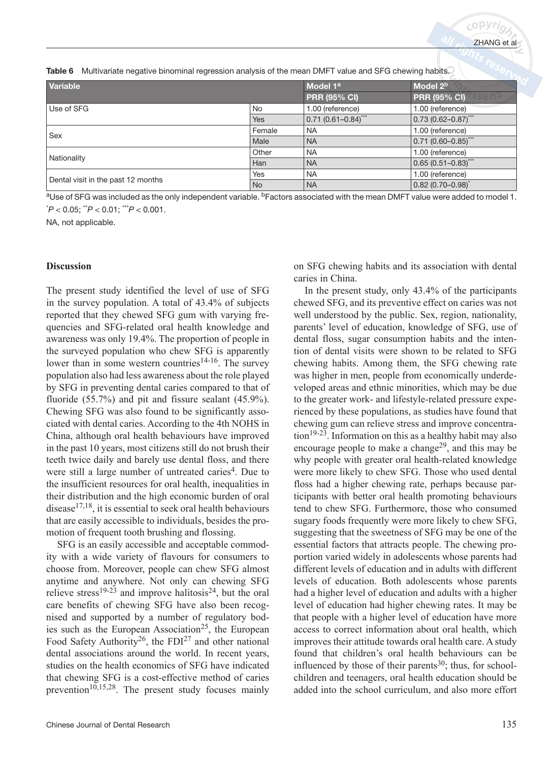**Table 6** Multivariate negative binominal regression analysis of the mean DMFT value and SFG chewing habits.

| Variable | | Model 1[a] | Model 2[b] |
|---|---|---|---|
| | | PRR (95% CI) | PRR (95% CI) |
| Use of SFG | No | 1.00 (reference) | 1.00 (reference) |
| | Yes | 0.71 (0.61–0.84)*** | 0.73 (0.62–0.87)*** |
| Sex | Female | NA | 1.00 (reference) |
| | Male | NA | 0.71 (0.60–0.85)*** |
| Nationality | Other | NA | 1.00 (reference) |
| | Han | NA | 0.65 (0.51–0.83)*** |
| Dental visit in the past 12 months | Yes | NA | 1.00 (reference) |
| | No | NA | 0.82 (0.70–0.98)* |

[a]Use of SFG was included as the only independent variable. [b]Factors associated with the mean DMFT value were added to model 1.
*$P < 0.05$; **$P < 0.01$; ***$P < 0.001$.
NA, not applicable.

## Discussion

The present study identified the level of use of SFG in the survey population. A total of 43.4% of subjects reported that they chewed SFG gum with varying frequencies and SFG-related oral health knowledge and awareness was only 19.4%. The proportion of people in the surveyed population who chew SFG is apparently lower than in some western countries[14-16]. The survey population also had less awareness about the role played by SFG in preventing dental caries compared to that of fluoride (55.7%) and pit and fissure sealant (45.9%). Chewing SFG was also found to be significantly associated with dental caries. According to the 4th NOHS in China, although oral health behaviours have improved in the past 10 years, most citizens still do not brush their teeth twice daily and barely use dental floss, and there were still a large number of untreated caries[4]. Due to the insufficient resources for oral health, inequalities in their distribution and the high economic burden of oral disease[17,18], it is essential to seek oral health behaviours that are easily accessible to individuals, besides the promotion of frequent tooth brushing and flossing.

SFG is an easily accessible and acceptable commodity with a wide variety of flavours for consumers to choose from. Moreover, people can chew SFG almost anytime and anywhere. Not only can chewing SFG relieve stress[19-23] and improve halitosis[24], but the oral care benefits of chewing SFG have also been recognised and supported by a number of regulatory bodies such as the European Association[25], the European Food Safety Authority[26], the FDI[27] and other national dental associations around the world. In recent years, studies on the health economics of SFG have indicated that chewing SFG is a cost-effective method of caries prevention[10,15,28]. The present study focuses mainly on SFG chewing habits and its association with dental caries in China.

In the present study, only 43.4% of the participants chewed SFG, and its preventive effect on caries was not well understood by the public. Sex, region, nationality, parents' level of education, knowledge of SFG, use of dental floss, sugar consumption habits and the intention of dental visits were shown to be related to SFG chewing habits. Among them, the SFG chewing rate was higher in men, people from economically underdeveloped areas and ethnic minorities, which may be due to the greater work- and lifestyle-related pressure experienced by these populations, as studies have found that chewing gum can relieve stress and improve concentration[19-23]. Information on this as a healthy habit may also encourage people to make a change[29], and this may be why people with greater oral health-related knowledge were more likely to chew SFG. Those who used dental floss had a higher chewing rate, perhaps because participants with better oral health promoting behaviours tend to chew SFG. Furthermore, those who consumed sugary foods frequently were more likely to chew SFG, suggesting that the sweetness of SFG may be one of the essential factors that attracts people. The chewing proportion varied widely in adolescents whose parents had different levels of education and in adults with different levels of education. Both adolescents whose parents had a higher level of education and adults with a higher level of education had higher chewing rates. It may be that people with a higher level of education have more access to correct information about oral health, which improves their attitude towards oral health care. A study found that children's oral health behaviours can be influenced by those of their parents[30]; thus, for schoolchildren and teenagers, oral health education should be added into the school curriculum, and also more effort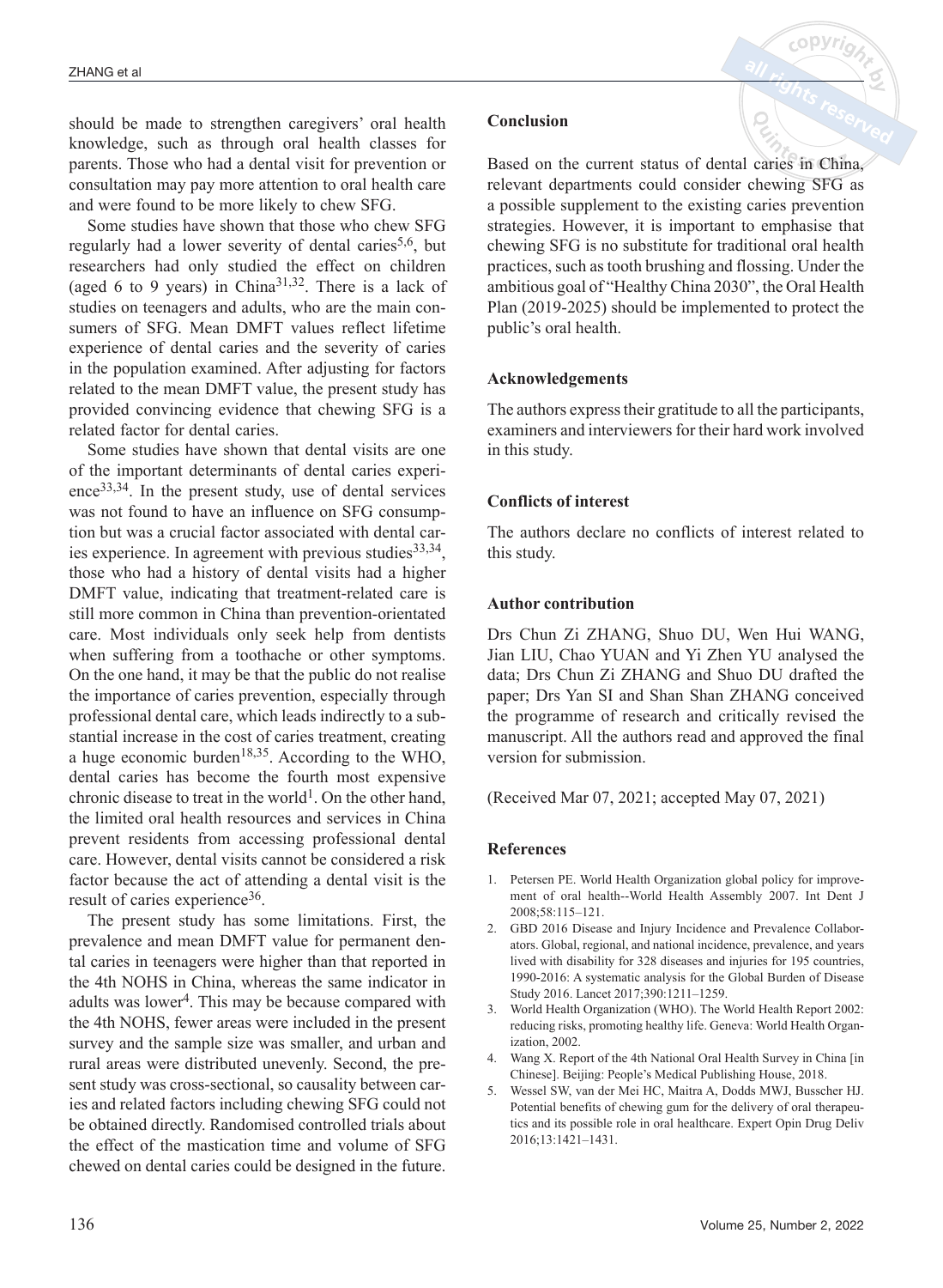should be made to strengthen caregivers' oral health knowledge, such as through oral health classes for parents. Those who had a dental visit for prevention or consultation may pay more attention to oral health care and were found to be more likely to chew SFG.

Some studies have shown that those who chew SFG regularly had a lower severity of dental caries[5,6], but researchers had only studied the effect on children (aged 6 to 9 years) in China[31,32]. There is a lack of studies on teenagers and adults, who are the main consumers of SFG. Mean DMFT values reflect lifetime experience of dental caries and the severity of caries in the population examined. After adjusting for factors related to the mean DMFT value, the present study has provided convincing evidence that chewing SFG is a related factor for dental caries.

Some studies have shown that dental visits are one of the important determinants of dental caries experience[33,34]. In the present study, use of dental services was not found to have an influence on SFG consumption but was a crucial factor associated with dental caries experience. In agreement with previous studies[33,34], those who had a history of dental visits had a higher DMFT value, indicating that treatment-related care is still more common in China than prevention-orientated care. Most individuals only seek help from dentists when suffering from a toothache or other symptoms. On the one hand, it may be that the public do not realise the importance of caries prevention, especially through professional dental care, which leads indirectly to a substantial increase in the cost of caries treatment, creating a huge economic burden[18,35]. According to the WHO, dental caries has become the fourth most expensive chronic disease to treat in the world[1]. On the other hand, the limited oral health resources and services in China prevent residents from accessing professional dental care. However, dental visits cannot be considered a risk factor because the act of attending a dental visit is the result of caries experience[36].

The present study has some limitations. First, the prevalence and mean DMFT value for permanent dental caries in teenagers were higher than that reported in the 4th NOHS in China, whereas the same indicator in adults was lower[4]. This may be because compared with the 4th NOHS, fewer areas were included in the present survey and the sample size was smaller, and urban and rural areas were distributed unevenly. Second, the present study was cross-sectional, so causality between caries and related factors including chewing SFG could not be obtained directly. Randomised controlled trials about the effect of the mastication time and volume of SFG chewed on dental caries could be designed in the future.

## Conclusion

Based on the current status of dental caries in China, relevant departments could consider chewing SFG as a possible supplement to the existing caries prevention strategies. However, it is important to emphasise that chewing SFG is no substitute for traditional oral health practices, such as tooth brushing and flossing. Under the ambitious goal of "Healthy China 2030", the Oral Health Plan (2019-2025) should be implemented to protect the public's oral health.

## Acknowledgements

The authors express their gratitude to all the participants, examiners and interviewers for their hard work involved in this study.

## Conflicts of interest

The authors declare no conflicts of interest related to this study.

## Author contribution

Drs Chun Zi ZHANG, Shuo DU, Wen Hui WANG, Jian LIU, Chao YUAN and Yi Zhen YU analysed the data; Drs Chun Zi ZHANG and Shuo DU drafted the paper; Drs Yan SI and Shan Shan ZHANG conceived the programme of research and critically revised the manuscript. All the authors read and approved the final version for submission.

(Received Mar 07, 2021; accepted May 07, 2021)

## References

1. Petersen PE. World Health Organization global policy for improvement of oral health--World Health Assembly 2007. Int Dent J 2008;58:115–121.
2. GBD 2016 Disease and Injury Incidence and Prevalence Collaborators. Global, regional, and national incidence, prevalence, and years lived with disability for 328 diseases and injuries for 195 countries, 1990-2016: A systematic analysis for the Global Burden of Disease Study 2016. Lancet 2017;390:1211–1259.
3. World Health Organization (WHO). The World Health Report 2002: reducing risks, promoting healthy life. Geneva: World Health Organization, 2002.
4. Wang X. Report of the 4th National Oral Health Survey in China [in Chinese]. Beijing: People's Medical Publishing House, 2018.
5. Wessel SW, van der Mei HC, Maitra A, Dodds MWJ, Busscher HJ. Potential benefits of chewing gum for the delivery of oral therapeutics and its possible role in oral healthcare. Expert Opin Drug Deliv 2016;13:1421–1431.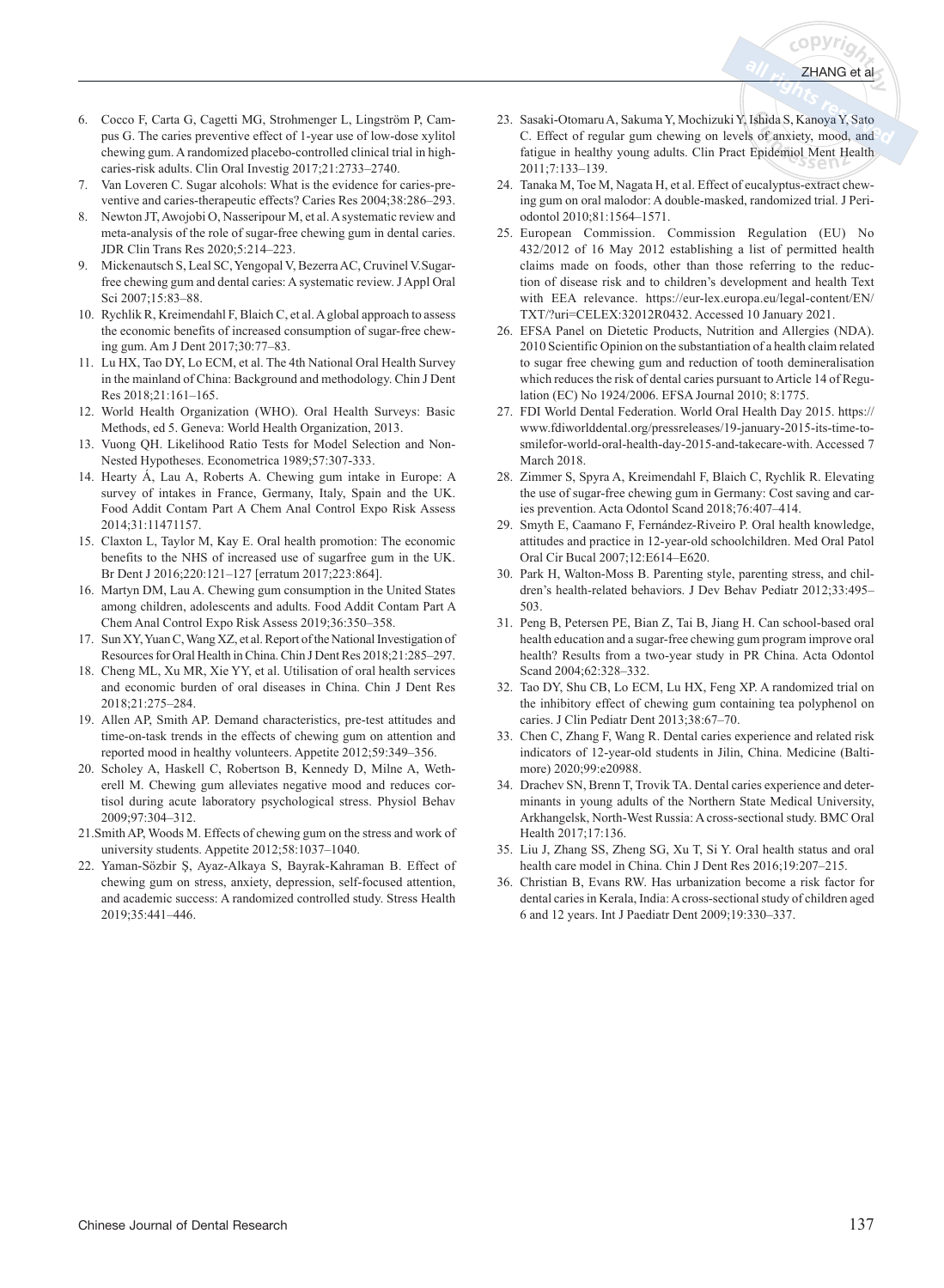6. Cocco F, Carta G, Cagetti MG, Strohmenger L, Lingström P, Campus G. The caries preventive effect of 1-year use of low-dose xylitol chewing gum. A randomized placebo-controlled clinical trial in high-caries-risk adults. Clin Oral Investig 2017;21:2733–2740.
7. Van Loveren C. Sugar alcohols: What is the evidence for caries-preventive and caries-therapeutic effects? Caries Res 2004;38:286–293.
8. Newton JT, Awojobi O, Nasseripour M, et al. A systematic review and meta-analysis of the role of sugar-free chewing gum in dental caries. JDR Clin Trans Res 2020;5:214–223.
9. Mickenautsch S, Leal SC, Yengopal V, Bezerra AC, Cruvinel V. Sugar-free chewing gum and dental caries: A systematic review. J Appl Oral Sci 2007;15:83–88.
10. Rychlik R, Kreimendahl F, Blaich C, et al. A global approach to assess the economic benefits of increased consumption of sugar-free chewing gum. Am J Dent 2017;30:77–83.
11. Lu HX, Tao DY, Lo ECM, et al. The 4th National Oral Health Survey in the mainland of China: Background and methodology. Chin J Dent Res 2018;21:161–165.
12. World Health Organization (WHO). Oral Health Surveys: Basic Methods, ed 5. Geneva: World Health Organization, 2013.
13. Vuong QH. Likelihood Ratio Tests for Model Selection and Non-Nested Hypotheses. Econometrica 1989;57:307-333.
14. Hearty Á, Lau A, Roberts A. Chewing gum intake in Europe: A survey of intakes in France, Germany, Italy, Spain and the UK. Food Addit Contam Part A Chem Anal Control Expo Risk Assess 2014;31:11471157.
15. Claxton L, Taylor M, Kay E. Oral health promotion: The economic benefits to the NHS of increased use of sugarfree gum in the UK. Br Dent J 2016;220:121–127 [erratum 2017;223:864].
16. Martyn DM, Lau A. Chewing gum consumption in the United States among children, adolescents and adults. Food Addit Contam Part A Chem Anal Control Expo Risk Assess 2019;36:350–358.
17. Sun XY, Yuan C, Wang XZ, et al. Report of the National Investigation of Resources for Oral Health in China. Chin J Dent Res 2018;21:285–297.
18. Cheng ML, Xu MR, Xie YY, et al. Utilisation of oral health services and economic burden of oral diseases in China. Chin J Dent Res 2018;21:275–284.
19. Allen AP, Smith AP. Demand characteristics, pre-test attitudes and time-on-task trends in the effects of chewing gum on attention and reported mood in healthy volunteers. Appetite 2012;59:349–356.
20. Scholey A, Haskell C, Robertson B, Kennedy D, Milne A, Wetherell M. Chewing gum alleviates negative mood and reduces cortisol during acute laboratory psychological stress. Physiol Behav 2009;97:304–312.
21. Smith AP, Woods M. Effects of chewing gum on the stress and work of university students. Appetite 2012;58:1037–1040.
22. Yaman-Sözbir Ş, Ayaz-Alkaya S, Bayrak-Kahraman B. Effect of chewing gum on stress, anxiety, depression, self-focused attention, and academic success: A randomized controlled study. Stress Health 2019;35:441–446.
23. Sasaki-Otomaru A, Sakuma Y, Mochizuki Y, Ishida S, Kanoya Y, Sato C. Effect of regular gum chewing on levels of anxiety, mood, and fatigue in healthy young adults. Clin Pract Epidemiol Ment Health 2011;7:133–139.
24. Tanaka M, Toe M, Nagata H, et al. Effect of eucalyptus-extract chewing gum on oral malodor: A double-masked, randomized trial. J Periodontol 2010;81:1564–1571.
25. European Commission. Commission Regulation (EU) No 432/2012 of 16 May 2012 establishing a list of permitted health claims made on foods, other than those referring to the reduction of disease risk and to children's development and health Text with EEA relevance. https://eur-lex.europa.eu/legal-content/EN/TXT/?uri=CELEX:32012R0432. Accessed 10 January 2021.
26. EFSA Panel on Dietetic Products, Nutrition and Allergies (NDA). 2010 Scientific Opinion on the substantiation of a health claim related to sugar free chewing gum and reduction of tooth demineralisation which reduces the risk of dental caries pursuant to Article 14 of Regulation (EC) No 1924/2006. EFSA Journal 2010; 8:1775.
27. FDI World Dental Federation. World Oral Health Day 2015. https://www.fdiworlddental.org/pressreleases/19-january-2015-its-time-to-smilefor-world-oral-health-day-2015-and-takecare-with. Accessed 7 March 2018.
28. Zimmer S, Spyra A, Kreimendahl F, Blaich C, Rychlik R. Elevating the use of sugar-free chewing gum in Germany: Cost saving and caries prevention. Acta Odontol Scand 2018;76:407–414.
29. Smyth E, Caamano F, Fernández-Riveiro P. Oral health knowledge, attitudes and practice in 12-year-old schoolchildren. Med Oral Patol Oral Cir Bucal 2007;12:E614–E620.
30. Park H, Walton-Moss B. Parenting style, parenting stress, and children's health-related behaviors. J Dev Behav Pediatr 2012;33:495–503.
31. Peng B, Petersen PE, Bian Z, Tai B, Jiang H. Can school-based oral health education and a sugar-free chewing gum program improve oral health? Results from a two-year study in PR China. Acta Odontol Scand 2004;62:328–332.
32. Tao DY, Shu CB, Lo ECM, Lu HX, Feng XP. A randomized trial on the inhibitory effect of chewing gum containing tea polyphenol on caries. J Clin Pediatr Dent 2013;38:67–70.
33. Chen C, Zhang F, Wang R. Dental caries experience and related risk indicators of 12-year-old students in Jilin, China. Medicine (Baltimore) 2020;99:e20988.
34. Drachev SN, Brenn T, Trovik TA. Dental caries experience and determinants in young adults of the Northern State Medical University, Arkhangelsk, North-West Russia: A cross-sectional study. BMC Oral Health 2017;17:136.
35. Liu J, Zhang SS, Zheng SG, Xu T, Si Y. Oral health status and oral health care model in China. Chin J Dent Res 2016;19:207–215.
36. Christian B, Evans RW. Has urbanization become a risk factor for dental caries in Kerala, India: A cross-sectional study of children aged 6 and 12 years. Int J Paediatr Dent 2009;19:330–337.